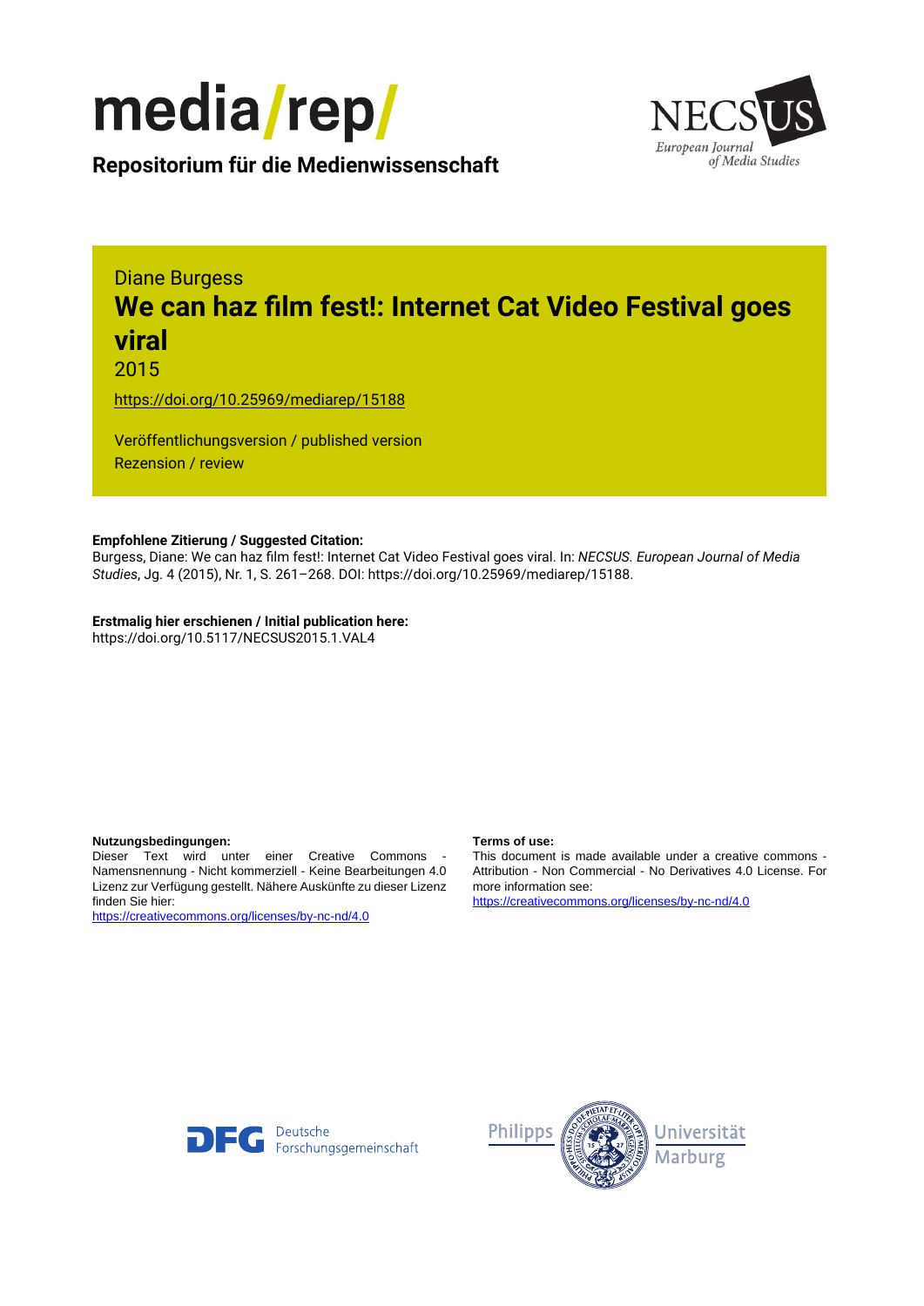media/rep/

**Repositorium für die Medienwissenschaft**

NECSUS European Journal of Media Studies

Diane Burgess

# We can haz film fest!: Internet Cat Video Festival goes viral

2015

https://doi.org/10.25969/mediarep/15188

Veröffentlichungsversion / published version
Rezension / review

**Empfohlene Zitierung / Suggested Citation:**
Burgess, Diane: We can haz film fest!: Internet Cat Video Festival goes viral. In: *NECSUS. European Journal of Media Studies*, Jg. 4 (2015), Nr. 1, S. 261–268. DOI: https://doi.org/10.25969/mediarep/15188.

**Erstmalig hier erschienen / Initial publication here:**
https://doi.org/10.5117/NECSUS2015.1.VAL4

**Nutzungsbedingungen:**
Dieser Text wird unter einer Creative Commons - Namensnennung - Nicht kommerziell - Keine Bearbeitungen 4.0 Lizenz zur Verfügung gestellt. Nähere Auskünfte zu dieser Lizenz finden Sie hier:
https://creativecommons.org/licenses/by-nc-nd/4.0

**Terms of use:**
This document is made available under a creative commons - Attribution - Non Commercial - No Derivatives 4.0 License. For more information see:
https://creativecommons.org/licenses/by-nc-nd/4.0

Deutsche Forschungsgemeinschaft

Philipps Universität Marburg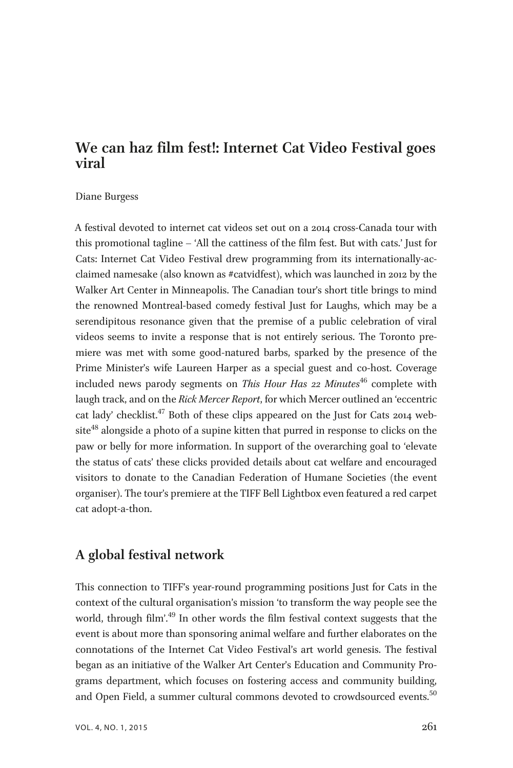## We can haz film fest!: Internet Cat Video Festival goes viral

Diane Burgess

A festival devoted to internet cat videos set out on a 2014 cross-Canada tour with this promotional tagline – 'All the cattiness of the film fest. But with cats.' Just for Cats: Internet Cat Video Festival drew programming from its internationally-acclaimed namesake (also known as #catvidfest), which was launched in 2012 by the Walker Art Center in Minneapolis. The Canadian tour's short title brings to mind the renowned Montreal-based comedy festival Just for Laughs, which may be a serendipitous resonance given that the premise of a public celebration of viral videos seems to invite a response that is not entirely serious. The Toronto premiere was met with some good-natured barbs, sparked by the presence of the Prime Minister's wife Laureen Harper as a special guest and co-host. Coverage included news parody segments on *This Hour Has 22 Minutes*[46] complete with laugh track, and on the *Rick Mercer Report*, for which Mercer outlined an 'eccentric cat lady' checklist.[47] Both of these clips appeared on the Just for Cats 2014 website[48] alongside a photo of a supine kitten that purred in response to clicks on the paw or belly for more information. In support of the overarching goal to 'elevate the status of cats' these clicks provided details about cat welfare and encouraged visitors to donate to the Canadian Federation of Humane Societies (the event organiser). The tour's premiere at the TIFF Bell Lightbox even featured a red carpet cat adopt-a-thon.

## A global festival network

This connection to TIFF's year-round programming positions Just for Cats in the context of the cultural organisation's mission 'to transform the way people see the world, through film'.[49] In other words the film festival context suggests that the event is about more than sponsoring animal welfare and further elaborates on the connotations of the Internet Cat Video Festival's art world genesis. The festival began as an initiative of the Walker Art Center's Education and Community Programs department, which focuses on fostering access and community building, and Open Field, a summer cultural commons devoted to crowdsourced events.[50]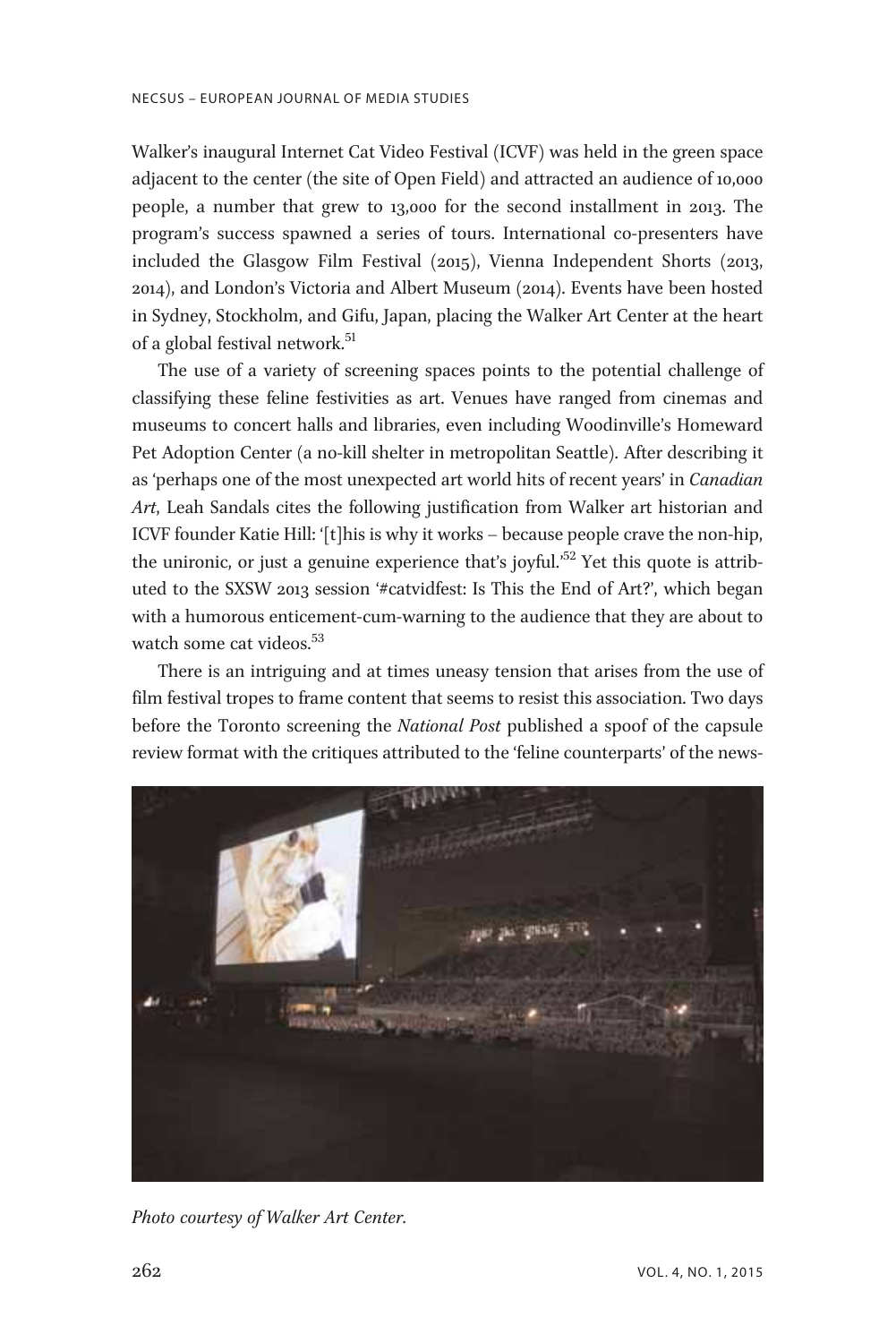Walker's inaugural Internet Cat Video Festival (ICVF) was held in the green space adjacent to the center (the site of Open Field) and attracted an audience of 10,000 people, a number that grew to 13,000 for the second installment in 2013. The program's success spawned a series of tours. International co-presenters have included the Glasgow Film Festival (2015), Vienna Independent Shorts (2013, 2014), and London's Victoria and Albert Museum (2014). Events have been hosted in Sydney, Stockholm, and Gifu, Japan, placing the Walker Art Center at the heart of a global festival network.[51]

The use of a variety of screening spaces points to the potential challenge of classifying these feline festivities as art. Venues have ranged from cinemas and museums to concert halls and libraries, even including Woodinville's Homeward Pet Adoption Center (a no-kill shelter in metropolitan Seattle). After describing it as 'perhaps one of the most unexpected art world hits of recent years' in *Canadian Art*, Leah Sandals cites the following justification from Walker art historian and ICVF founder Katie Hill: '[t]his is why it works – because people crave the non-hip, the unironic, or just a genuine experience that's joyful.'[52] Yet this quote is attributed to the SXSW 2013 session '#catvidfest: Is This the End of Art?', which began with a humorous enticement-cum-warning to the audience that they are about to watch some cat videos.[53]

There is an intriguing and at times uneasy tension that arises from the use of film festival tropes to frame content that seems to resist this association. Two days before the Toronto screening the *National Post* published a spoof of the capsule review format with the critiques attributed to the 'feline counterparts' of the news-

*Photo courtesy of Walker Art Center.*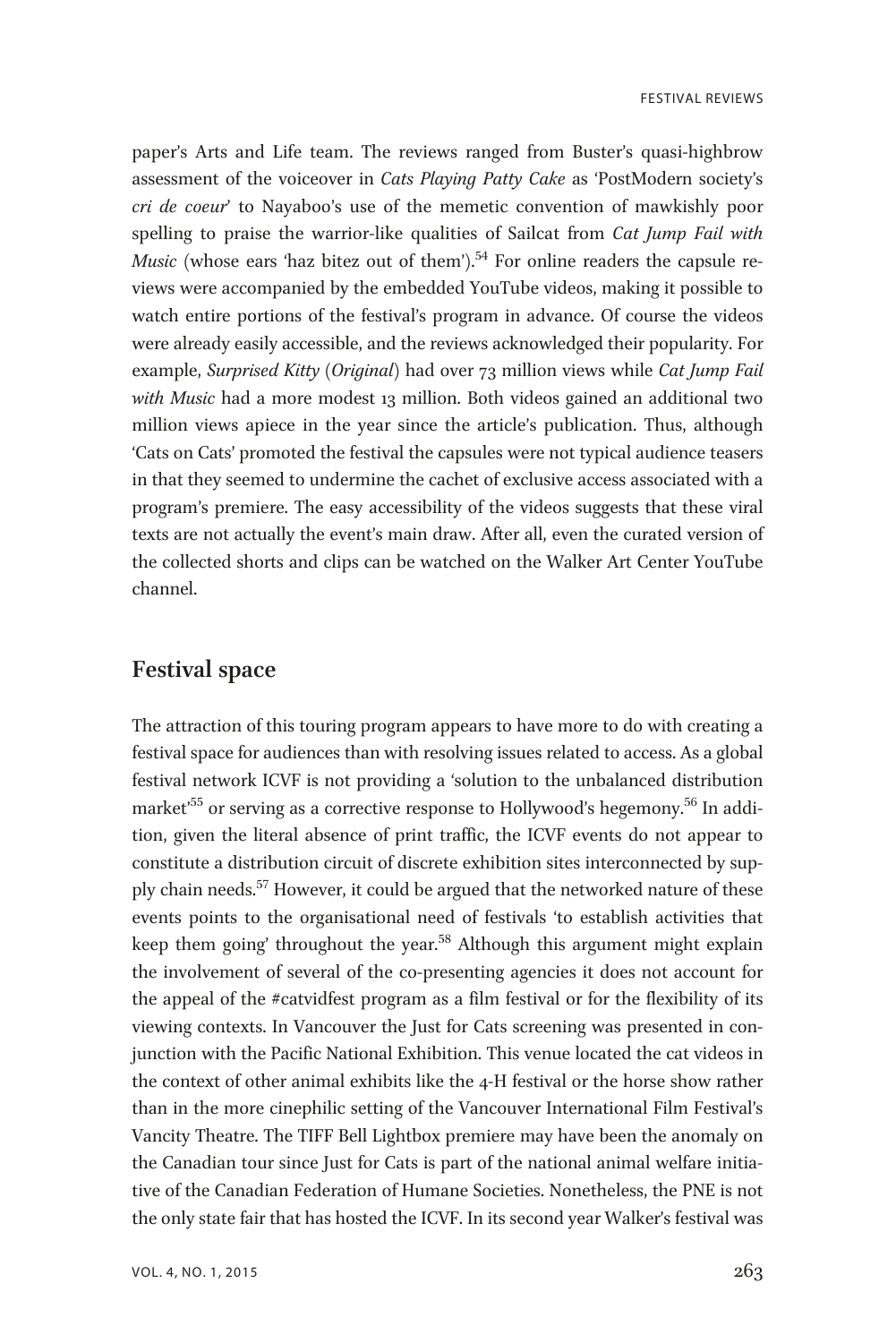paper's Arts and Life team. The reviews ranged from Buster's quasi-highbrow assessment of the voiceover in *Cats Playing Patty Cake* as 'PostModern society's *cri de coeur*' to Nayaboo's use of the memetic convention of mawkishly poor spelling to praise the warrior-like qualities of Sailcat from *Cat Jump Fail with Music* (whose ears 'haz bitez out of them').[54] For online readers the capsule reviews were accompanied by the embedded YouTube videos, making it possible to watch entire portions of the festival's program in advance. Of course the videos were already easily accessible, and the reviews acknowledged their popularity. For example, *Surprised Kitty* (*Original*) had over 73 million views while *Cat Jump Fail with Music* had a more modest 13 million. Both videos gained an additional two million views apiece in the year since the article's publication. Thus, although 'Cats on Cats' promoted the festival the capsules were not typical audience teasers in that they seemed to undermine the cachet of exclusive access associated with a program's premiere. The easy accessibility of the videos suggests that these viral texts are not actually the event's main draw. After all, even the curated version of the collected shorts and clips can be watched on the Walker Art Center YouTube channel.

## Festival space

The attraction of this touring program appears to have more to do with creating a festival space for audiences than with resolving issues related to access. As a global festival network ICVF is not providing a 'solution to the unbalanced distribution market'[55] or serving as a corrective response to Hollywood's hegemony.[56] In addition, given the literal absence of print traffic, the ICVF events do not appear to constitute a distribution circuit of discrete exhibition sites interconnected by supply chain needs.[57] However, it could be argued that the networked nature of these events points to the organisational need of festivals 'to establish activities that keep them going' throughout the year.[58] Although this argument might explain the involvement of several of the co-presenting agencies it does not account for the appeal of the #catvidfest program as a film festival or for the flexibility of its viewing contexts. In Vancouver the Just for Cats screening was presented in conjunction with the Pacific National Exhibition. This venue located the cat videos in the context of other animal exhibits like the 4-H festival or the horse show rather than in the more cinephilic setting of the Vancouver International Film Festival's Vancity Theatre. The TIFF Bell Lightbox premiere may have been the anomaly on the Canadian tour since Just for Cats is part of the national animal welfare initiative of the Canadian Federation of Humane Societies. Nonetheless, the PNE is not the only state fair that has hosted the ICVF. In its second year Walker's festival was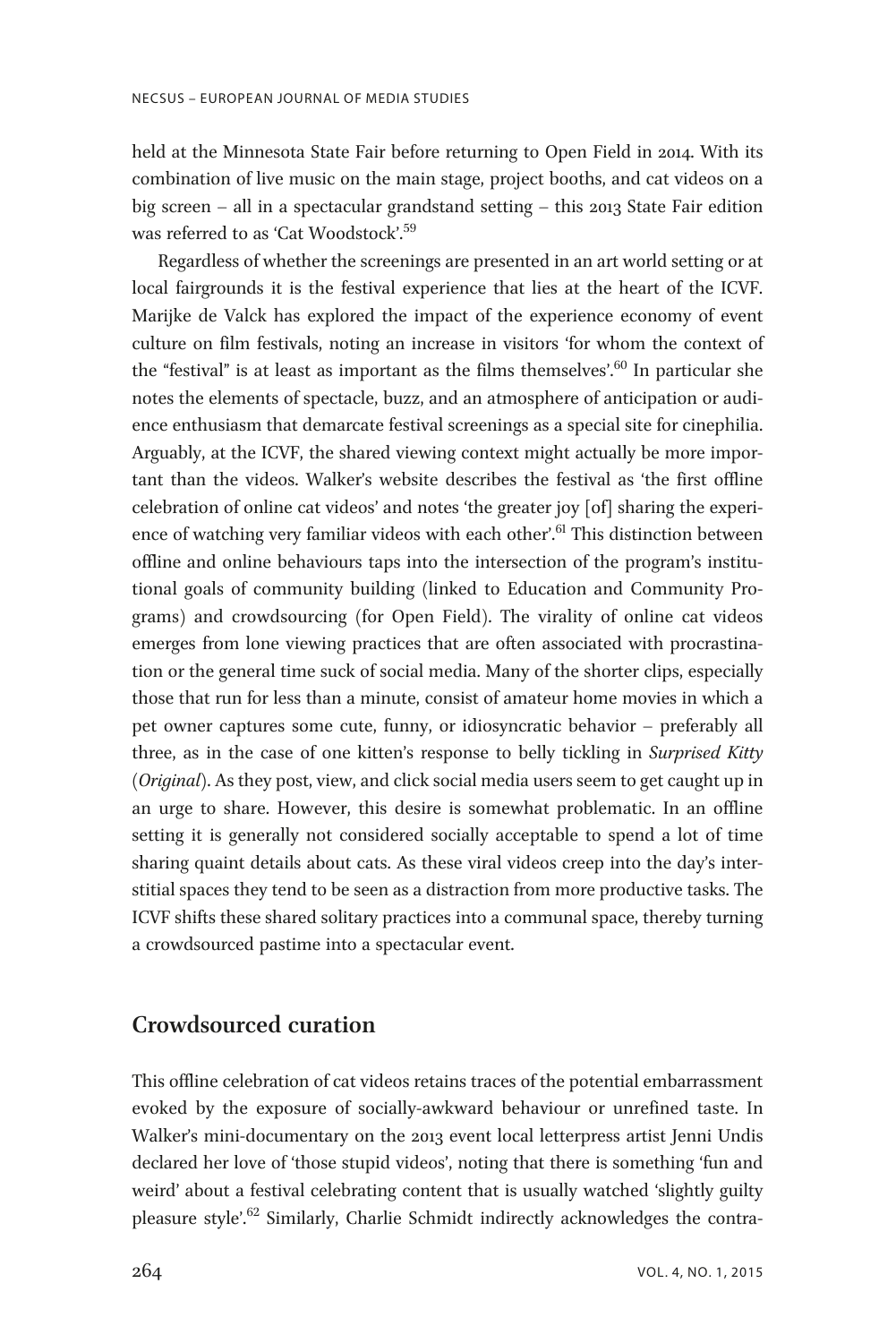held at the Minnesota State Fair before returning to Open Field in 2014. With its combination of live music on the main stage, project booths, and cat videos on a big screen – all in a spectacular grandstand setting – this 2013 State Fair edition was referred to as 'Cat Woodstock'.[59]

Regardless of whether the screenings are presented in an art world setting or at local fairgrounds it is the festival experience that lies at the heart of the ICVF. Marijke de Valck has explored the impact of the experience economy of event culture on film festivals, noting an increase in visitors 'for whom the context of the "festival" is at least as important as the films themselves'.[60] In particular she notes the elements of spectacle, buzz, and an atmosphere of anticipation or audience enthusiasm that demarcate festival screenings as a special site for cinephilia. Arguably, at the ICVF, the shared viewing context might actually be more important than the videos. Walker's website describes the festival as 'the first offline celebration of online cat videos' and notes 'the greater joy [of] sharing the experience of watching very familiar videos with each other'.[61] This distinction between offline and online behaviours taps into the intersection of the program's institutional goals of community building (linked to Education and Community Programs) and crowdsourcing (for Open Field). The virality of online cat videos emerges from lone viewing practices that are often associated with procrastination or the general time suck of social media. Many of the shorter clips, especially those that run for less than a minute, consist of amateur home movies in which a pet owner captures some cute, funny, or idiosyncratic behavior – preferably all three, as in the case of one kitten's response to belly tickling in *Surprised Kitty (Original)*. As they post, view, and click social media users seem to get caught up in an urge to share. However, this desire is somewhat problematic. In an offline setting it is generally not considered socially acceptable to spend a lot of time sharing quaint details about cats. As these viral videos creep into the day's interstitial spaces they tend to be seen as a distraction from more productive tasks. The ICVF shifts these shared solitary practices into a communal space, thereby turning a crowdsourced pastime into a spectacular event.

## Crowdsourced curation

This offline celebration of cat videos retains traces of the potential embarrassment evoked by the exposure of socially-awkward behaviour or unrefined taste. In Walker's mini-documentary on the 2013 event local letterpress artist Jenni Undis declared her love of 'those stupid videos', noting that there is something 'fun and weird' about a festival celebrating content that is usually watched 'slightly guilty pleasure style'.[62] Similarly, Charlie Schmidt indirectly acknowledges the contra-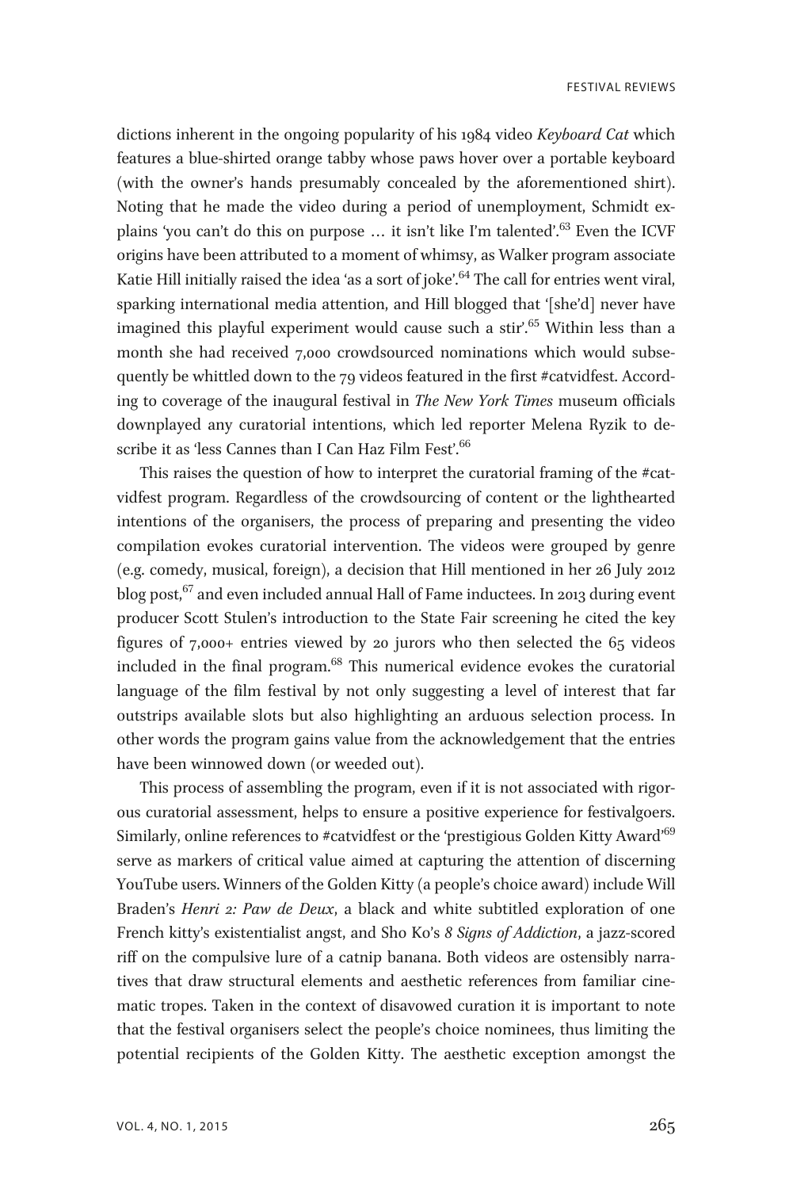dictions inherent in the ongoing popularity of his 1984 video *Keyboard Cat* which features a blue-shirted orange tabby whose paws hover over a portable keyboard (with the owner's hands presumably concealed by the aforementioned shirt). Noting that he made the video during a period of unemployment, Schmidt explains 'you can't do this on purpose … it isn't like I'm talented'.[63] Even the ICVF origins have been attributed to a moment of whimsy, as Walker program associate Katie Hill initially raised the idea 'as a sort of joke'.[64] The call for entries went viral, sparking international media attention, and Hill blogged that '[she'd] never have imagined this playful experiment would cause such a stir'.[65] Within less than a month she had received 7,000 crowdsourced nominations which would subsequently be whittled down to the 79 videos featured in the first #catvidfest. According to coverage of the inaugural festival in *The New York Times* museum officials downplayed any curatorial intentions, which led reporter Melena Ryzik to describe it as 'less Cannes than I Can Haz Film Fest'.[66]

This raises the question of how to interpret the curatorial framing of the #catvidfest program. Regardless of the crowdsourcing of content or the lighthearted intentions of the organisers, the process of preparing and presenting the video compilation evokes curatorial intervention. The videos were grouped by genre (e.g. comedy, musical, foreign), a decision that Hill mentioned in her 26 July 2012 blog post,[67] and even included annual Hall of Fame inductees. In 2013 during event producer Scott Stulen's introduction to the State Fair screening he cited the key figures of 7,000+ entries viewed by 20 jurors who then selected the 65 videos included in the final program.[68] This numerical evidence evokes the curatorial language of the film festival by not only suggesting a level of interest that far outstrips available slots but also highlighting an arduous selection process. In other words the program gains value from the acknowledgement that the entries have been winnowed down (or weeded out).

This process of assembling the program, even if it is not associated with rigorous curatorial assessment, helps to ensure a positive experience for festivalgoers. Similarly, online references to #catvidfest or the 'prestigious Golden Kitty Award'[69] serve as markers of critical value aimed at capturing the attention of discerning YouTube users. Winners of the Golden Kitty (a people's choice award) include Will Braden's *Henri 2: Paw de Deux*, a black and white subtitled exploration of one French kitty's existentialist angst, and Sho Ko's *8 Signs of Addiction*, a jazz-scored riff on the compulsive lure of a catnip banana. Both videos are ostensibly narratives that draw structural elements and aesthetic references from familiar cinematic tropes. Taken in the context of disavowed curation it is important to note that the festival organisers select the people's choice nominees, thus limiting the potential recipients of the Golden Kitty. The aesthetic exception amongst the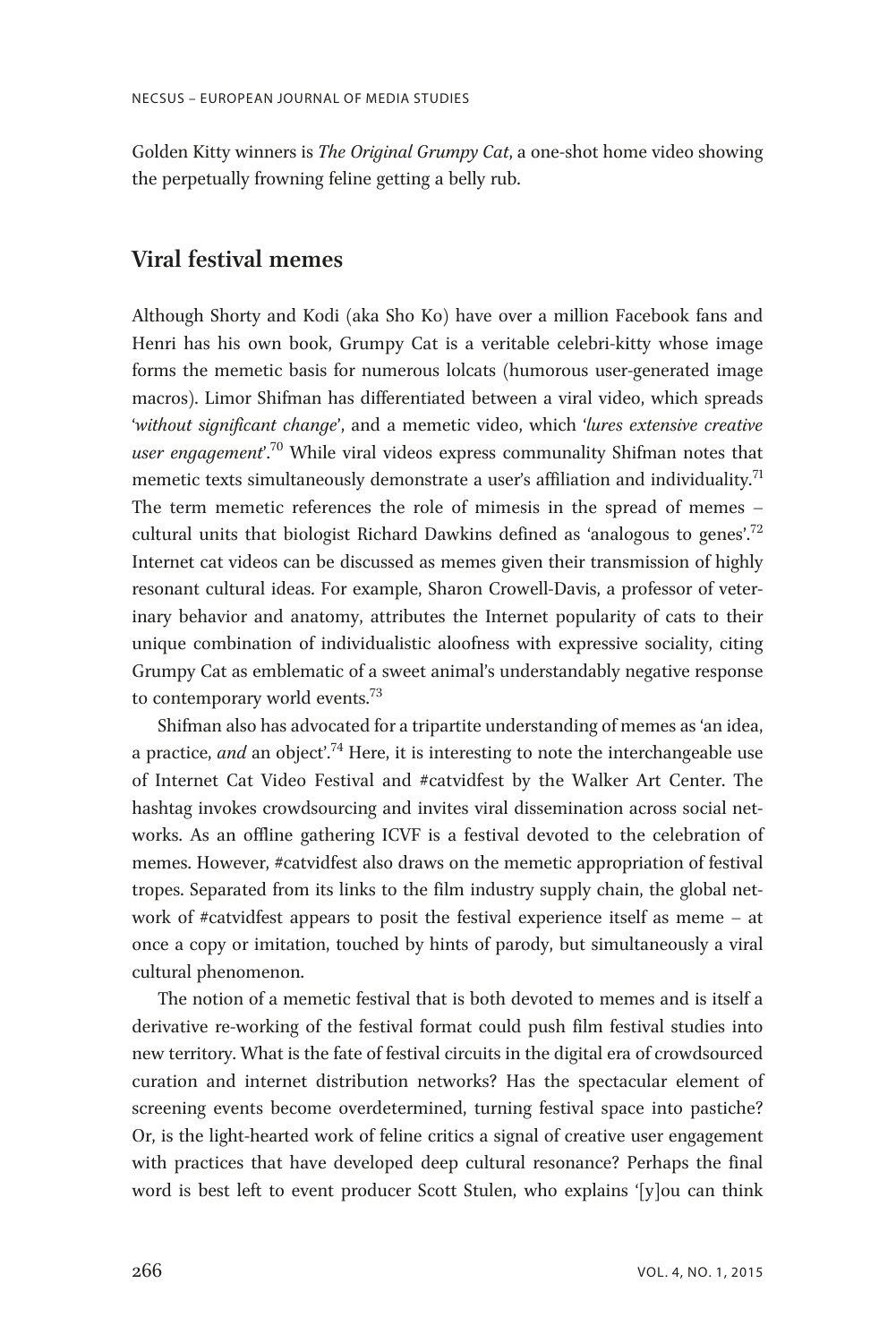Golden Kitty winners is *The Original Grumpy Cat*, a one-shot home video showing the perpetually frowning feline getting a belly rub.

## Viral festival memes

Although Shorty and Kodi (aka Sho Ko) have over a million Facebook fans and Henri has his own book, Grumpy Cat is a veritable celebri-kitty whose image forms the memetic basis for numerous lolcats (humorous user-generated image macros). Limor Shifman has differentiated between a viral video, which spreads '*without significant change*', and a memetic video, which '*lures extensive creative user engagement*'.[70] While viral videos express communality Shifman notes that memetic texts simultaneously demonstrate a user's affiliation and individuality.[71] The term memetic references the role of mimesis in the spread of memes – cultural units that biologist Richard Dawkins defined as 'analogous to genes'.[72] Internet cat videos can be discussed as memes given their transmission of highly resonant cultural ideas. For example, Sharon Crowell-Davis, a professor of veterinary behavior and anatomy, attributes the Internet popularity of cats to their unique combination of individualistic aloofness with expressive sociality, citing Grumpy Cat as emblematic of a sweet animal's understandably negative response to contemporary world events.[73]

Shifman also has advocated for a tripartite understanding of memes as 'an idea, a practice, *and* an object'.[74] Here, it is interesting to note the interchangeable use of Internet Cat Video Festival and #catvidfest by the Walker Art Center. The hashtag invokes crowdsourcing and invites viral dissemination across social networks. As an offline gathering ICVF is a festival devoted to the celebration of memes. However, #catvidfest also draws on the memetic appropriation of festival tropes. Separated from its links to the film industry supply chain, the global network of #catvidfest appears to posit the festival experience itself as meme – at once a copy or imitation, touched by hints of parody, but simultaneously a viral cultural phenomenon.

The notion of a memetic festival that is both devoted to memes and is itself a derivative re-working of the festival format could push film festival studies into new territory. What is the fate of festival circuits in the digital era of crowdsourced curation and internet distribution networks? Has the spectacular element of screening events become overdetermined, turning festival space into pastiche? Or, is the light-hearted work of feline critics a signal of creative user engagement with practices that have developed deep cultural resonance? Perhaps the final word is best left to event producer Scott Stulen, who explains '[y]ou can think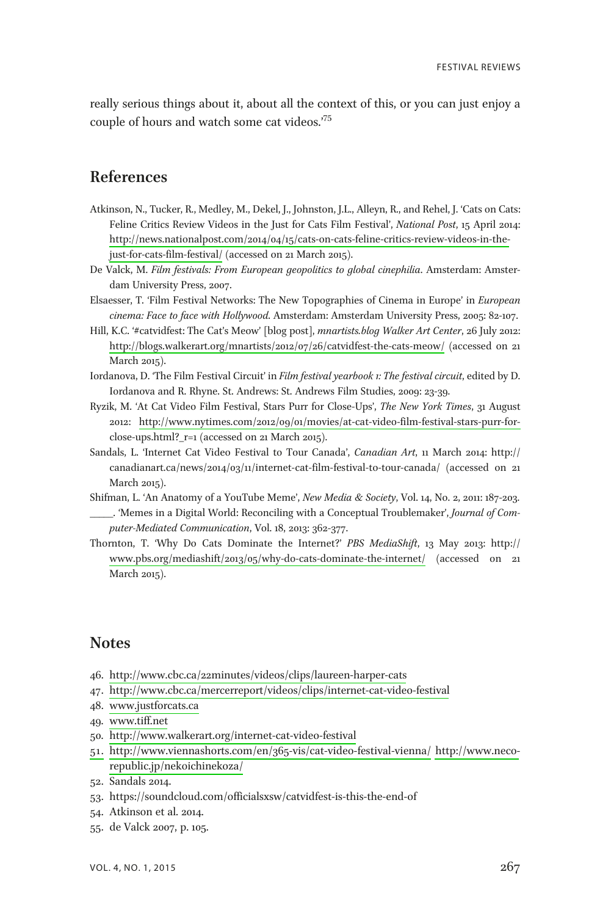really serious things about it, about all the context of this, or you can just enjoy a couple of hours and watch some cat videos.'[75]

## References

Atkinson, N., Tucker, R., Medley, M., Dekel, J., Johnston, J.L., Alleyn, R., and Rehel, J. 'Cats on Cats: Feline Critics Review Videos in the Just for Cats Film Festival', *National Post*, 15 April 2014: http://news.nationalpost.com/2014/04/15/cats-on-cats-feline-critics-review-videos-in-the-just-for-cats-film-festival/ (accessed on 21 March 2015).

De Valck, M. *Film festivals: From European geopolitics to global cinephilia*. Amsterdam: Amsterdam University Press, 2007.

Elsaesser, T. 'Film Festival Networks: The New Topographies of Cinema in Europe' in *European cinema: Face to face with Hollywood*. Amsterdam: Amsterdam University Press, 2005: 82-107.

Hill, K.C. '#catvidfest: The Cat's Meow' [blog post], *mnartists.blog Walker Art Center*, 26 July 2012: http://blogs.walkerart.org/mnartists/2012/07/26/catvidfest-the-cats-meow/ (accessed on 21 March 2015).

Iordanova, D. 'The Film Festival Circuit' in *Film festival yearbook 1: The festival circuit*, edited by D. Iordanova and R. Rhyne. St. Andrews: St. Andrews Film Studies, 2009: 23-39.

Ryzik, M. 'At Cat Video Film Festival, Stars Purr for Close-Ups', *The New York Times*, 31 August 2012: http://www.nytimes.com/2012/09/01/movies/at-cat-video-film-festival-stars-purr-for-close-ups.html?_r=1 (accessed on 21 March 2015).

Sandals, L. 'Internet Cat Video Festival to Tour Canada', *Canadian Art*, 11 March 2014: http://canadianart.ca/news/2014/03/11/internet-cat-film-festival-to-tour-canada/ (accessed on 21 March 2015).

Shifman, L. 'An Anatomy of a YouTube Meme', *New Media & Society*, Vol. 14, No. 2, 2011: 187-203.

_____. 'Memes in a Digital World: Reconciling with a Conceptual Troublemaker', *Journal of Computer-Mediated Communication*, Vol. 18, 2013: 362-377.

Thornton, T. 'Why Do Cats Dominate the Internet?' *PBS MediaShift*, 13 May 2013: http://www.pbs.org/mediashift/2013/05/why-do-cats-dominate-the-internet/ (accessed on 21 March 2015).

## Notes

46. http://www.cbc.ca/22minutes/videos/clips/laureen-harper-cats
47. http://www.cbc.ca/mercerreport/videos/clips/internet-cat-video-festival
48. www.justforcats.ca
49. www.tiff.net
50. http://www.walkerart.org/internet-cat-video-festival
51. http://www.viennashorts.com/en/365-vis/cat-video-festival-vienna/ http://www.neco-republic.jp/nekoichinekoza/
52. Sandals 2014.
53. https://soundcloud.com/officialsxsw/catvidfest-is-this-the-end-of
54. Atkinson et al. 2014.
55. de Valck 2007, p. 105.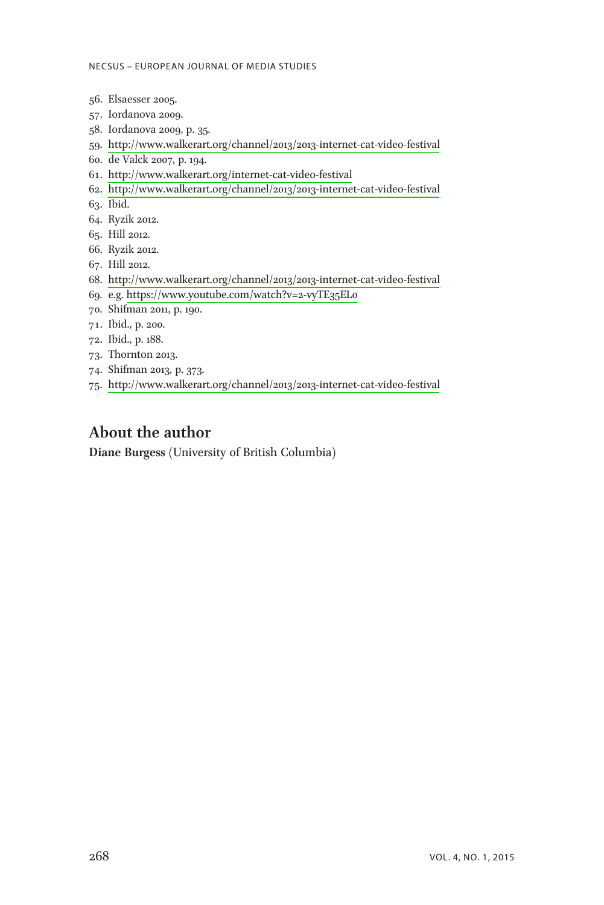56. Elsaesser 2005.
57. Iordanova 2009.
58. Iordanova 2009, p. 35.
59. http://www.walkerart.org/channel/2013/2013-internet-cat-video-festival
60. de Valck 2007, p. 194.
61. http://www.walkerart.org/internet-cat-video-festival
62. http://www.walkerart.org/channel/2013/2013-internet-cat-video-festival
63. Ibid.
64. Ryzik 2012.
65. Hill 2012.
66. Ryzik 2012.
67. Hill 2012.
68. http://www.walkerart.org/channel/2013/2013-internet-cat-video-festival
69. e.g. https://www.youtube.com/watch?v=2-vyTE35EL0
70. Shifman 2011, p. 190.
71. Ibid., p. 200.
72. Ibid., p. 188.
73. Thornton 2013.
74. Shifman 2013, p. 373.
75. http://www.walkerart.org/channel/2013/2013-internet-cat-video-festival

## About the author

**Diane Burgess** (University of British Columbia)